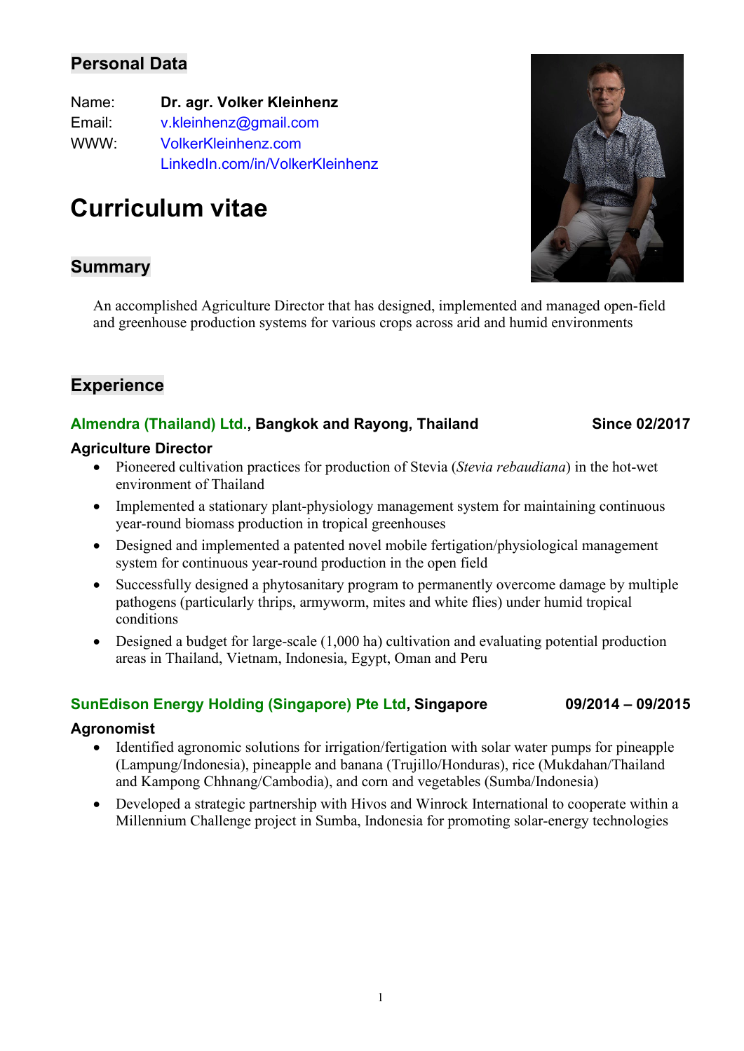## Personal Data

Name: **Dr. agr. Volker Kleinhenz**
Email: v.kleinhenz@gmail.com
WWW: VolkerKleinhenz.com
LinkedIn.com/in/VolkerKleinhenz

# Curriculum vitae

## Summary

An accomplished Agriculture Director that has designed, implemented and managed open-field and greenhouse production systems for various crops across arid and humid environments

## Experience

### Almendra (Thailand) Ltd., Bangkok and Rayong, Thailand — Since 02/2017

**Agriculture Director**

- Pioneered cultivation practices for production of Stevia (*Stevia rebaudiana*) in the hot-wet environment of Thailand
- Implemented a stationary plant-physiology management system for maintaining continuous year-round biomass production in tropical greenhouses
- Designed and implemented a patented novel mobile fertigation/physiological management system for continuous year-round production in the open field
- Successfully designed a phytosanitary program to permanently overcome damage by multiple pathogens (particularly thrips, armyworm, mites and white flies) under humid tropical conditions
- Designed a budget for large-scale (1,000 ha) cultivation and evaluating potential production areas in Thailand, Vietnam, Indonesia, Egypt, Oman and Peru

### SunEdison Energy Holding (Singapore) Pte Ltd, Singapore — 09/2014 – 09/2015

**Agronomist**

- Identified agronomic solutions for irrigation/fertigation with solar water pumps for pineapple (Lampung/Indonesia), pineapple and banana (Trujillo/Honduras), rice (Mukdahan/Thailand and Kampong Chhnang/Cambodia), and corn and vegetables (Sumba/Indonesia)
- Developed a strategic partnership with Hivos and Winrock International to cooperate within a Millennium Challenge project in Sumba, Indonesia for promoting solar-energy technologies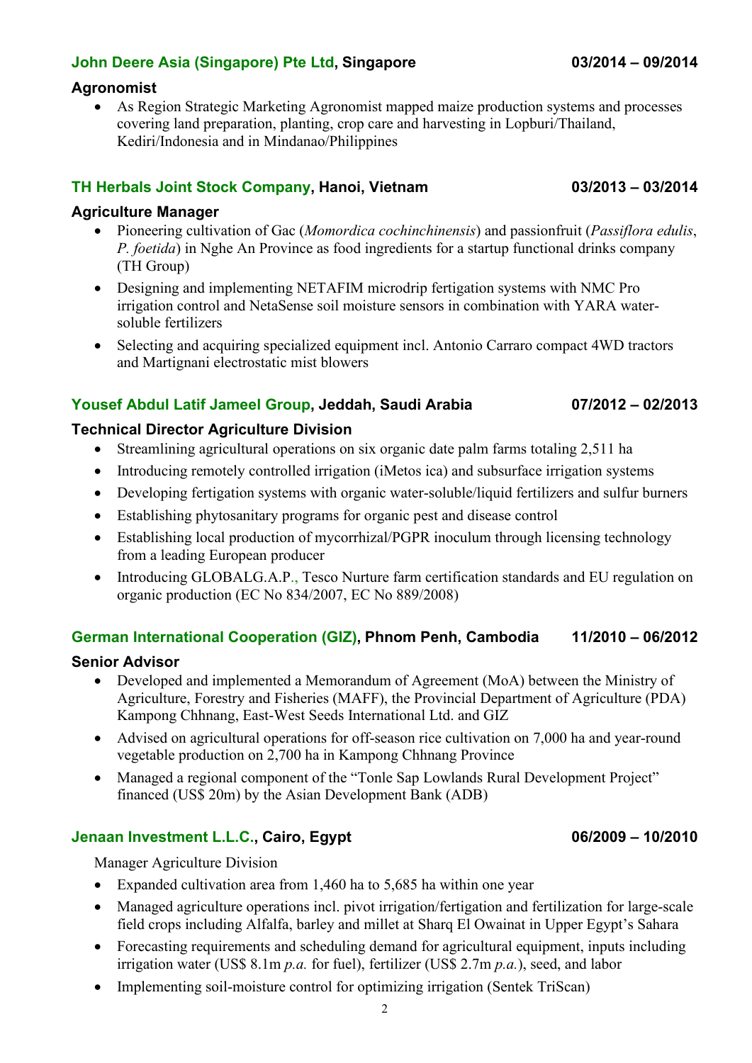**John Deere Asia (Singapore) Pte Ltd, Singapore** **03/2014 – 09/2014**

**Agronomist**

- As Region Strategic Marketing Agronomist mapped maize production systems and processes covering land preparation, planting, crop care and harvesting in Lopburi/Thailand, Kediri/Indonesia and in Mindanao/Philippines

**TH Herbals Joint Stock Company, Hanoi, Vietnam** **03/2013 – 03/2014**

**Agriculture Manager**

- Pioneering cultivation of Gac (*Momordica cochinchinensis*) and passionfruit (*Passiflora edulis*, *P. foetida*) in Nghe An Province as food ingredients for a startup functional drinks company (TH Group)
- Designing and implementing NETAFIM microdrip fertigation systems with NMC Pro irrigation control and NetaSense soil moisture sensors in combination with YARA water-soluble fertilizers
- Selecting and acquiring specialized equipment incl. Antonio Carraro compact 4WD tractors and Martignani electrostatic mist blowers

**Yousef Abdul Latif Jameel Group, Jeddah, Saudi Arabia** **07/2012 – 02/2013**

**Technical Director Agriculture Division**

- Streamlining agricultural operations on six organic date palm farms totaling 2,511 ha
- Introducing remotely controlled irrigation (iMetos ica) and subsurface irrigation systems
- Developing fertigation systems with organic water-soluble/liquid fertilizers and sulfur burners
- Establishing phytosanitary programs for organic pest and disease control
- Establishing local production of mycorrhizal/PGPR inoculum through licensing technology from a leading European producer
- Introducing GLOBALG.A.P., Tesco Nurture farm certification standards and EU regulation on organic production (EC No 834/2007, EC No 889/2008)

**German International Cooperation (GIZ), Phnom Penh, Cambodia** **11/2010 – 06/2012**

**Senior Advisor**

- Developed and implemented a Memorandum of Agreement (MoA) between the Ministry of Agriculture, Forestry and Fisheries (MAFF), the Provincial Department of Agriculture (PDA) Kampong Chhnang, East-West Seeds International Ltd. and GIZ
- Advised on agricultural operations for off-season rice cultivation on 7,000 ha and year-round vegetable production on 2,700 ha in Kampong Chhnang Province
- Managed a regional component of the "Tonle Sap Lowlands Rural Development Project" financed (US$ 20m) by the Asian Development Bank (ADB)

**Jenaan Investment L.L.C., Cairo, Egypt** **06/2009 – 10/2010**

Manager Agriculture Division

- Expanded cultivation area from 1,460 ha to 5,685 ha within one year
- Managed agriculture operations incl. pivot irrigation/fertigation and fertilization for large-scale field crops including Alfalfa, barley and millet at Sharq El Owainat in Upper Egypt's Sahara
- Forecasting requirements and scheduling demand for agricultural equipment, inputs including irrigation water (US$ 8.1m *p.a.* for fuel), fertilizer (US$ 2.7m *p.a.*), seed, and labor
- Implementing soil-moisture control for optimizing irrigation (Sentek TriScan)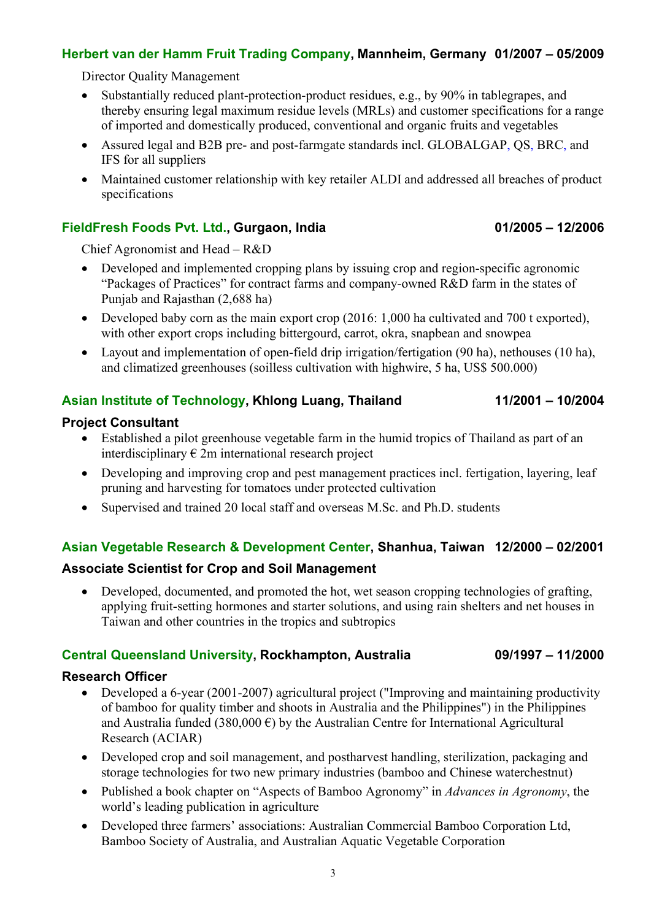### Herbert van der Hamm Fruit Trading Company, Mannheim, Germany 01/2007 – 05/2009

Director Quality Management

- Substantially reduced plant-protection-product residues, e.g., by 90% in tablegrapes, and thereby ensuring legal maximum residue levels (MRLs) and customer specifications for a range of imported and domestically produced, conventional and organic fruits and vegetables
- Assured legal and B2B pre- and post-farmgate standards incl. GLOBALGAP, QS, BRC, and IFS for all suppliers
- Maintained customer relationship with key retailer ALDI and addressed all breaches of product specifications

### FieldFresh Foods Pvt. Ltd., Gurgaon, India 01/2005 – 12/2006

Chief Agronomist and Head – R&D

- Developed and implemented cropping plans by issuing crop and region-specific agronomic "Packages of Practices" for contract farms and company-owned R&D farm in the states of Punjab and Rajasthan (2,688 ha)
- Developed baby corn as the main export crop (2016: 1,000 ha cultivated and 700 t exported), with other export crops including bittergourd, carrot, okra, snapbean and snowpea
- Layout and implementation of open-field drip irrigation/fertigation (90 ha), nethouses (10 ha), and climatized greenhouses (soilless cultivation with highwire, 5 ha, US$ 500.000)

### Asian Institute of Technology, Khlong Luang, Thailand 11/2001 – 10/2004

**Project Consultant**

- Established a pilot greenhouse vegetable farm in the humid tropics of Thailand as part of an interdisciplinary € 2m international research project
- Developing and improving crop and pest management practices incl. fertigation, layering, leaf pruning and harvesting for tomatoes under protected cultivation
- Supervised and trained 20 local staff and overseas M.Sc. and Ph.D. students

### Asian Vegetable Research & Development Center, Shanhua, Taiwan 12/2000 – 02/2001

**Associate Scientist for Crop and Soil Management**

- Developed, documented, and promoted the hot, wet season cropping technologies of grafting, applying fruit-setting hormones and starter solutions, and using rain shelters and net houses in Taiwan and other countries in the tropics and subtropics

### Central Queensland University, Rockhampton, Australia 09/1997 – 11/2000

**Research Officer**

- Developed a 6-year (2001-2007) agricultural project ("Improving and maintaining productivity of bamboo for quality timber and shoots in Australia and the Philippines") in the Philippines and Australia funded (380,000 €) by the Australian Centre for International Agricultural Research (ACIAR)
- Developed crop and soil management, and postharvest handling, sterilization, packaging and storage technologies for two new primary industries (bamboo and Chinese waterchestnut)
- Published a book chapter on "Aspects of Bamboo Agronomy" in *Advances in Agronomy*, the world's leading publication in agriculture
- Developed three farmers' associations: Australian Commercial Bamboo Corporation Ltd, Bamboo Society of Australia, and Australian Aquatic Vegetable Corporation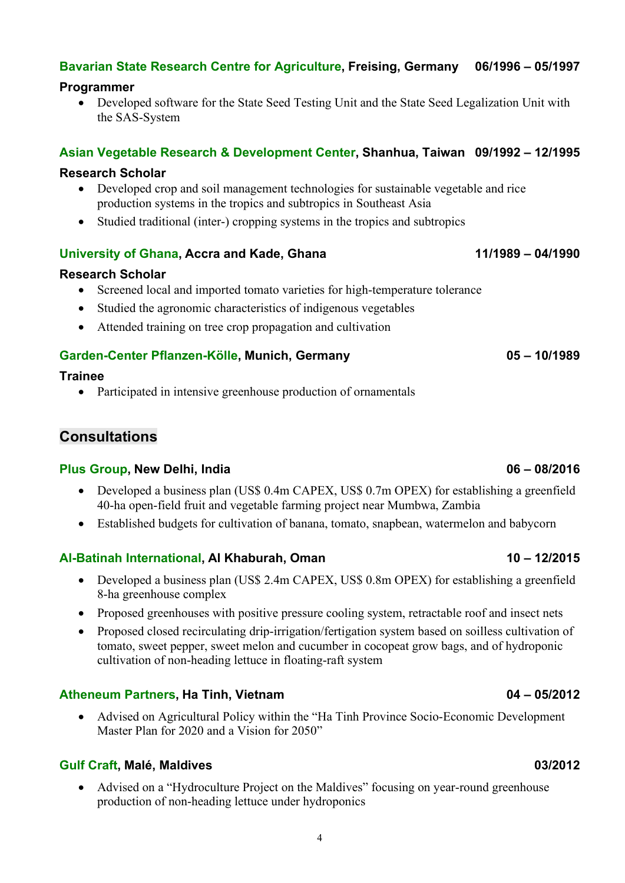**Bavarian State Research Centre for Agriculture, Freising, Germany** **06/1996 – 05/1997**

**Programmer**

- Developed software for the State Seed Testing Unit and the State Seed Legalization Unit with the SAS-System

**Asian Vegetable Research & Development Center, Shanhua, Taiwan** **09/1992 – 12/1995**

**Research Scholar**

- Developed crop and soil management technologies for sustainable vegetable and rice production systems in the tropics and subtropics in Southeast Asia
- Studied traditional (inter-) cropping systems in the tropics and subtropics

**University of Ghana, Accra and Kade, Ghana** **11/1989 – 04/1990**

**Research Scholar**

- Screened local and imported tomato varieties for high-temperature tolerance
- Studied the agronomic characteristics of indigenous vegetables
- Attended training on tree crop propagation and cultivation

**Garden-Center Pflanzen-Kölle, Munich, Germany** **05 – 10/1989**

**Trainee**

- Participated in intensive greenhouse production of ornamentals

## Consultations

**Plus Group, New Delhi, India** **06 – 08/2016**

- Developed a business plan (US$ 0.4m CAPEX, US$ 0.7m OPEX) for establishing a greenfield 40-ha open-field fruit and vegetable farming project near Mumbwa, Zambia
- Established budgets for cultivation of banana, tomato, snapbean, watermelon and babycorn

**Al-Batinah International, Al Khaburah, Oman** **10 – 12/2015**

- Developed a business plan (US$ 2.4m CAPEX, US$ 0.8m OPEX) for establishing a greenfield 8-ha greenhouse complex
- Proposed greenhouses with positive pressure cooling system, retractable roof and insect nets
- Proposed closed recirculating drip-irrigation/fertigation system based on soilless cultivation of tomato, sweet pepper, sweet melon and cucumber in cocopeat grow bags, and of hydroponic cultivation of non-heading lettuce in floating-raft system

**Atheneum Partners, Ha Tinh, Vietnam** **04 – 05/2012**

- Advised on Agricultural Policy within the "Ha Tinh Province Socio-Economic Development Master Plan for 2020 and a Vision for 2050"

**Gulf Craft, Malé, Maldives** **03/2012**

- Advised on a "Hydroculture Project on the Maldives" focusing on year-round greenhouse production of non-heading lettuce under hydroponics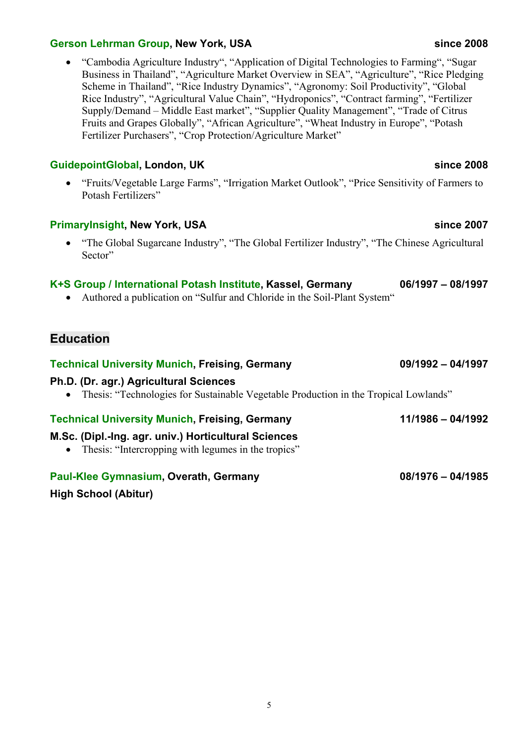**Gerson Lehrman Group, New York, USA** **since 2008**

- "Cambodia Agriculture Industry", "Application of Digital Technologies to Farming", "Sugar Business in Thailand", "Agriculture Market Overview in SEA", "Agriculture", "Rice Pledging Scheme in Thailand", "Rice Industry Dynamics", "Agronomy: Soil Productivity", "Global Rice Industry", "Agricultural Value Chain", "Hydroponics", "Contract farming", "Fertilizer Supply/Demand – Middle East market", "Supplier Quality Management", "Trade of Citrus Fruits and Grapes Globally", "African Agriculture", "Wheat Industry in Europe", "Potash Fertilizer Purchasers", "Crop Protection/Agriculture Market"

**GuidepointGlobal, London, UK** **since 2008**

- "Fruits/Vegetable Large Farms", "Irrigation Market Outlook", "Price Sensitivity of Farmers to Potash Fertilizers"

**PrimaryInsight, New York, USA** **since 2007**

- "The Global Sugarcane Industry", "The Global Fertilizer Industry", "The Chinese Agricultural Sector"

**K+S Group / International Potash Institute, Kassel, Germany** **06/1997 – 08/1997**

- Authored a publication on "Sulfur and Chloride in the Soil-Plant System"

## Education

**Technical University Munich, Freising, Germany** **09/1992 – 04/1997**

**Ph.D. (Dr. agr.) Agricultural Sciences**

- Thesis: "Technologies for Sustainable Vegetable Production in the Tropical Lowlands"

**Technical University Munich, Freising, Germany** **11/1986 – 04/1992**

**M.Sc. (Dipl.-Ing. agr. univ.) Horticultural Sciences**

- Thesis: "Intercropping with legumes in the tropics"

**Paul-Klee Gymnasium, Overath, Germany** **08/1976 – 04/1985**

**High School (Abitur)**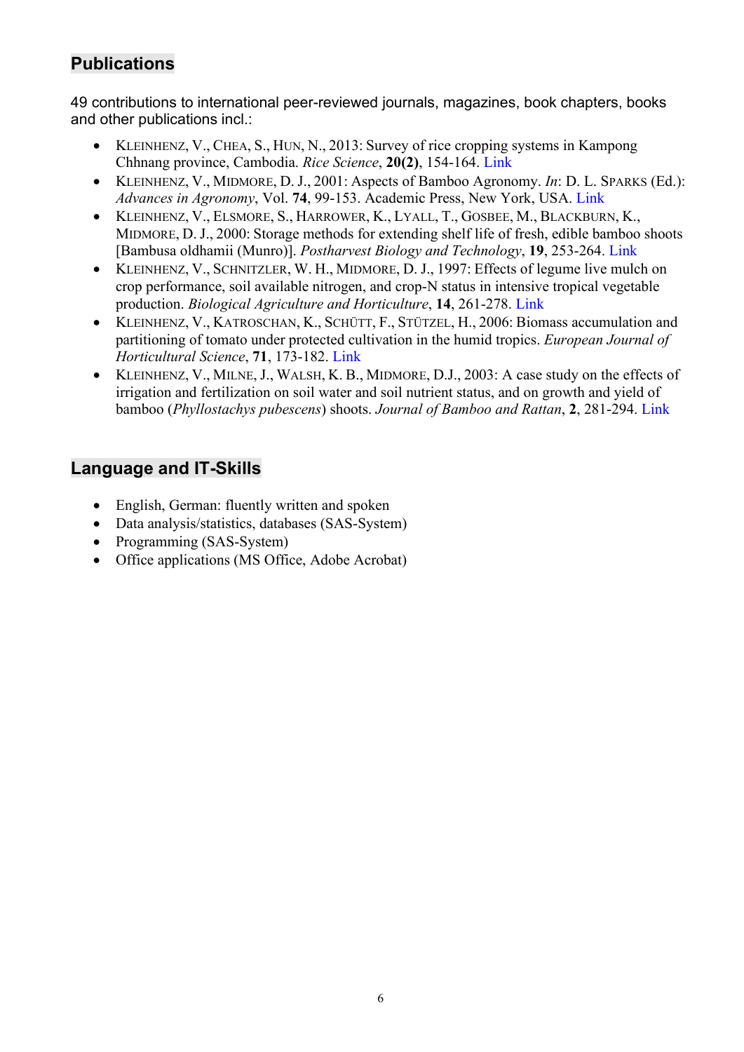## Publications

49 contributions to international peer-reviewed journals, magazines, book chapters, books and other publications incl.:

- KLEINHENZ, V., CHEA, S., HUN, N., 2013: Survey of rice cropping systems in Kampong Chhnang province, Cambodia. *Rice Science*, **20(2)**, 154-164. Link
- KLEINHENZ, V., MIDMORE, D. J., 2001: Aspects of Bamboo Agronomy. *In*: D. L. SPARKS (Ed.): *Advances in Agronomy*, Vol. **74**, 99-153. Academic Press, New York, USA. Link
- KLEINHENZ, V., ELSMORE, S., HARROWER, K., LYALL, T., GOSBEE, M., BLACKBURN, K., MIDMORE, D. J., 2000: Storage methods for extending shelf life of fresh, edible bamboo shoots [Bambusa oldhamii (Munro)]. *Postharvest Biology and Technology*, **19**, 253-264. Link
- KLEINHENZ, V., SCHNITZLER, W. H., MIDMORE, D. J., 1997: Effects of legume live mulch on crop performance, soil available nitrogen, and crop-N status in intensive tropical vegetable production. *Biological Agriculture and Horticulture*, **14**, 261-278. Link
- KLEINHENZ, V., KATROSCHAN, K., SCHÜTT, F., STÜTZEL, H., 2006: Biomass accumulation and partitioning of tomato under protected cultivation in the humid tropics. *European Journal of Horticultural Science*, **71**, 173-182. Link
- KLEINHENZ, V., MILNE, J., WALSH, K. B., MIDMORE, D.J., 2003: A case study on the effects of irrigation and fertilization on soil water and soil nutrient status, and on growth and yield of bamboo (*Phyllostachys pubescens*) shoots. *Journal of Bamboo and Rattan*, **2**, 281-294. Link

## Language and IT-Skills

- English, German: fluently written and spoken
- Data analysis/statistics, databases (SAS-System)
- Programming (SAS-System)
- Office applications (MS Office, Adobe Acrobat)